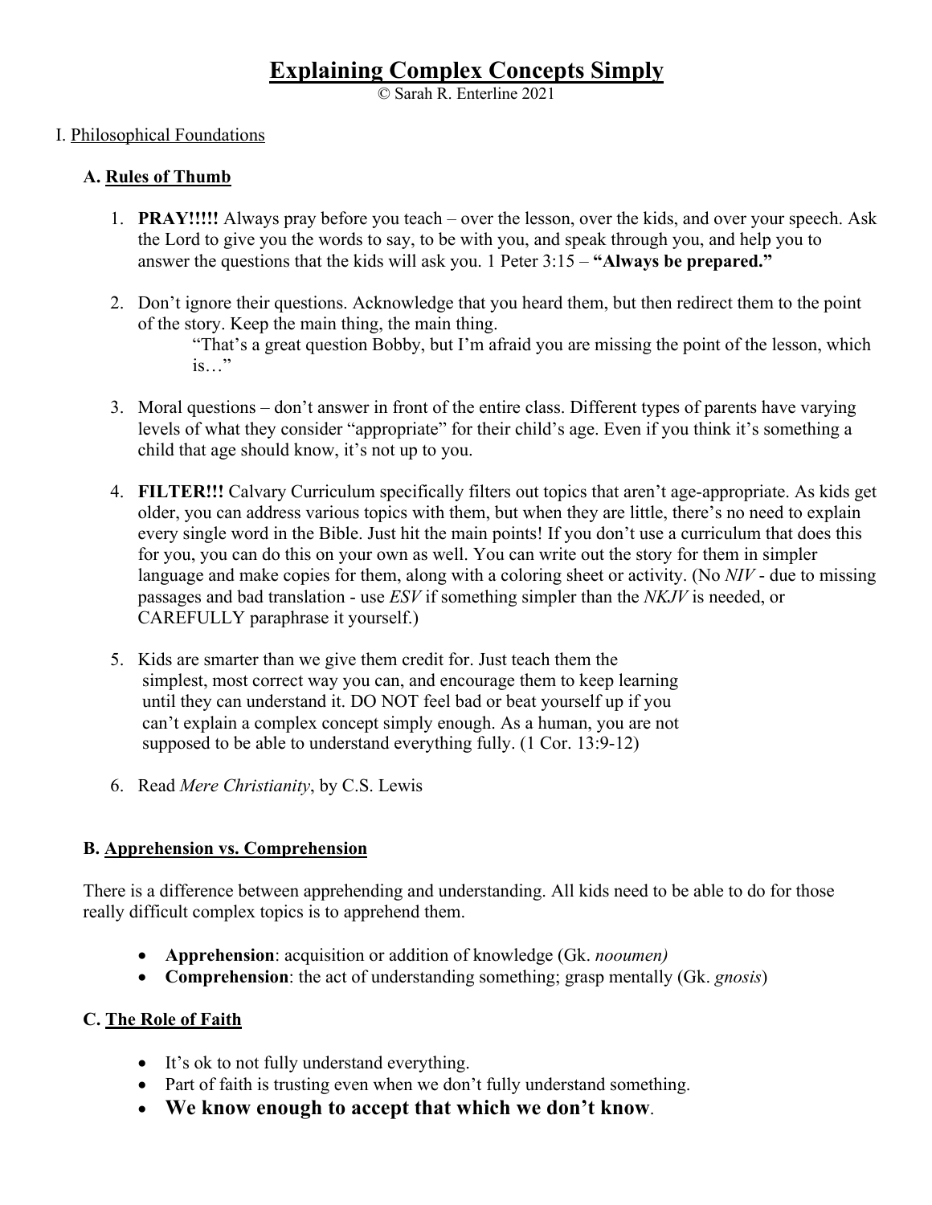# Explaining Complex Concepts Simply

© Sarah R. Enterline 2021

## I. Philosophical Foundations

### A. Rules of Thumb

1. **PRAY!!!!!** Always pray before you teach – over the lesson, over the kids, and over your speech. Ask the Lord to give you the words to say, to be with you, and speak through you, and help you to answer the questions that the kids will ask you. 1 Peter 3:15 – **"Always be prepared."**

2. Don't ignore their questions. Acknowledge that you heard them, but then redirect them to the point of the story. Keep the main thing, the main thing.

   "That's a great question Bobby, but I'm afraid you are missing the point of the lesson, which is…"

3. Moral questions – don't answer in front of the entire class. Different types of parents have varying levels of what they consider "appropriate" for their child's age. Even if you think it's something a child that age should know, it's not up to you.

4. **FILTER!!!** Calvary Curriculum specifically filters out topics that aren't age-appropriate. As kids get older, you can address various topics with them, but when they are little, there's no need to explain every single word in the Bible. Just hit the main points! If you don't use a curriculum that does this for you, you can do this on your own as well. You can write out the story for them in simpler language and make copies for them, along with a coloring sheet or activity. (No *NIV* - due to missing passages and bad translation - use *ESV* if something simpler than the *NKJV* is needed, or CAREFULLY paraphrase it yourself.)

5. Kids are smarter than we give them credit for. Just teach them the simplest, most correct way you can, and encourage them to keep learning until they can understand it. DO NOT feel bad or beat yourself up if you can't explain a complex concept simply enough. As a human, you are not supposed to be able to understand everything fully. (1 Cor. 13:9-12)

6. Read *Mere Christianity*, by C.S. Lewis

### B. Apprehension vs. Comprehension

There is a difference between apprehending and understanding. All kids need to be able to do for those really difficult complex topics is to apprehend them.

- **Apprehension**: acquisition or addition of knowledge (Gk. *nooumen)*
- **Comprehension**: the act of understanding something; grasp mentally (Gk. *gnosis*)

### C. The Role of Faith

- It's ok to not fully understand everything.
- Part of faith is trusting even when we don't fully understand something.
- **We know enough to accept that which we don't know**.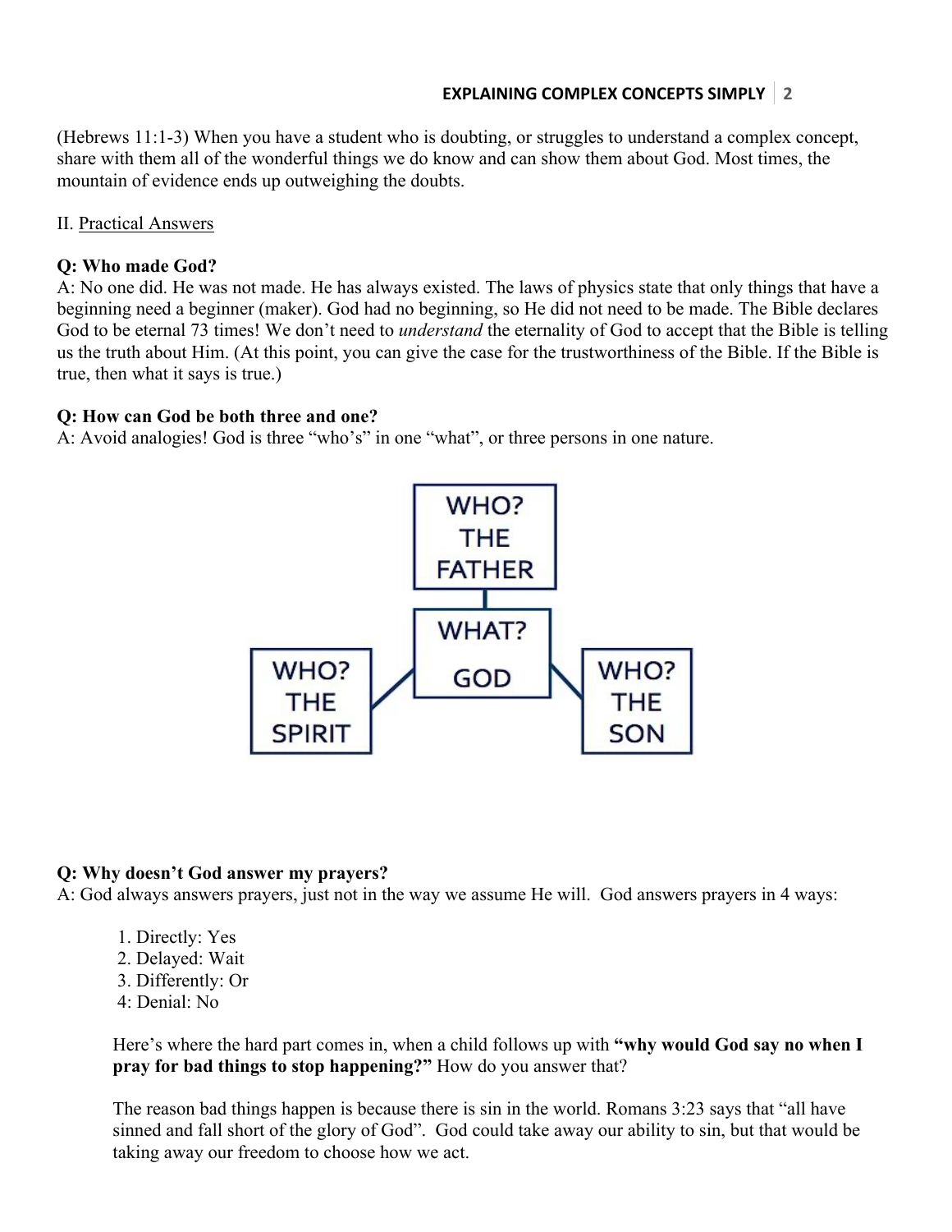(Hebrews 11:1-3) When you have a student who is doubting, or struggles to understand a complex concept, share with them all of the wonderful things we do know and can show them about God. Most times, the mountain of evidence ends up outweighing the doubts.

II. Practical Answers

**Q: Who made God?**
A: No one did. He was not made. He has always existed. The laws of physics state that only things that have a beginning need a beginner (maker). God had no beginning, so He did not need to be made. The Bible declares God to be eternal 73 times! We don't need to *understand* the eternality of God to accept that the Bible is telling us the truth about Him. (At this point, you can give the case for the trustworthiness of the Bible. If the Bible is true, then what it says is true.)

**Q: How can God be both three and one?**
A: Avoid analogies! God is three "who's" in one "what", or three persons in one nature.

**Q: Why doesn't God answer my prayers?**
A: God always answers prayers, just not in the way we assume He will. God answers prayers in 4 ways:

1. Directly: Yes
2. Delayed: Wait
3. Differently: Or
4. Denial: No

Here's where the hard part comes in, when a child follows up with **"why would God say no when I pray for bad things to stop happening?"** How do you answer that?

The reason bad things happen is because there is sin in the world. Romans 3:23 says that "all have sinned and fall short of the glory of God". God could take away our ability to sin, but that would be taking away our freedom to choose how we act.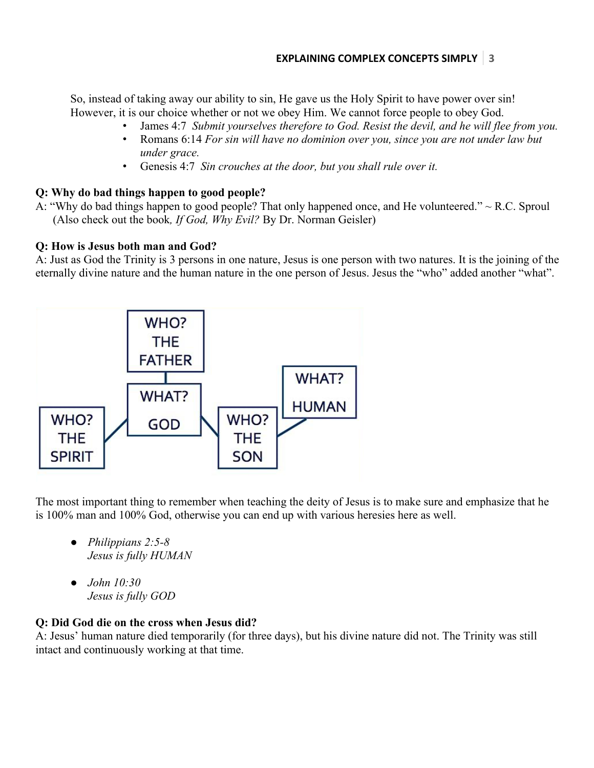So, instead of taking away our ability to sin, He gave us the Holy Spirit to have power over sin! However, it is our choice whether or not we obey Him. We cannot force people to obey God.

- James 4:7 *Submit yourselves therefore to God. Resist the devil, and he will flee from you.*
- Romans 6:14 *For sin will have no dominion over you, since you are not under law but under grace.*
- Genesis 4:7 *Sin crouches at the door, but you shall rule over it.*

**Q: Why do bad things happen to good people?**

A: "Why do bad things happen to good people? That only happened once, and He volunteered." ~ R.C. Sproul (Also check out the book, *If God, Why Evil?* By Dr. Norman Geisler)

**Q: How is Jesus both man and God?**

A: Just as God the Trinity is 3 persons in one nature, Jesus is one person with two natures. It is the joining of the eternally divine nature and the human nature in the one person of Jesus. Jesus the "who" added another "what".

The most important thing to remember when teaching the deity of Jesus is to make sure and emphasize that he is 100% man and 100% God, otherwise you can end up with various heresies here as well.

- *Philippians 2:5-8*
  *Jesus is fully HUMAN*

- *John 10:30*
  *Jesus is fully GOD*

**Q: Did God die on the cross when Jesus did?**

A: Jesus' human nature died temporarily (for three days), but his divine nature did not. The Trinity was still intact and continuously working at that time.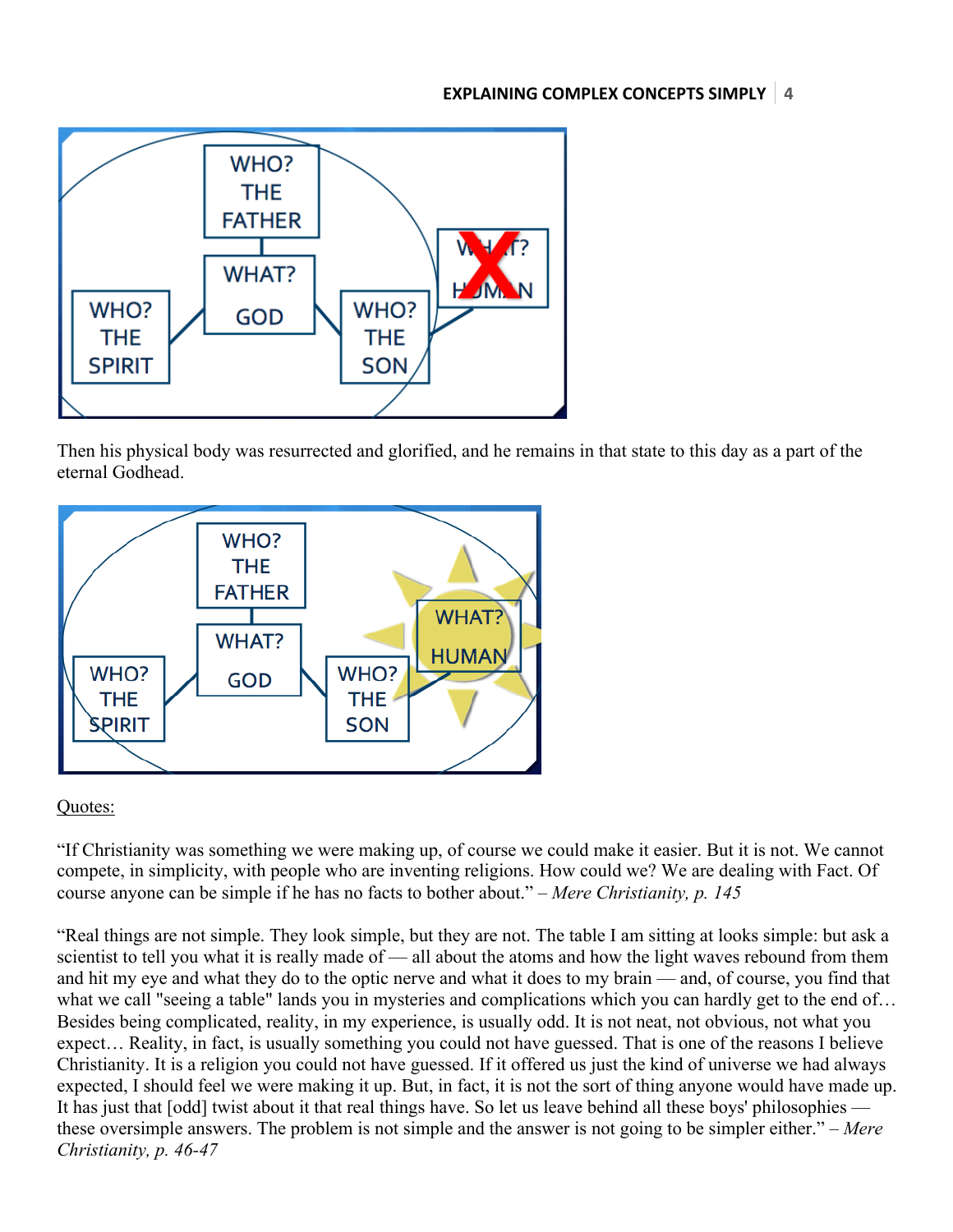Then his physical body was resurrected and glorified, and he remains in that state to this day as a part of the eternal Godhead.

Quotes:

"If Christianity was something we were making up, of course we could make it easier. But it is not. We cannot compete, in simplicity, with people who are inventing religions. How could we? We are dealing with Fact. Of course anyone can be simple if he has no facts to bother about." – *Mere Christianity, p. 145*

"Real things are not simple. They look simple, but they are not. The table I am sitting at looks simple: but ask a scientist to tell you what it is really made of — all about the atoms and how the light waves rebound from them and hit my eye and what they do to the optic nerve and what it does to my brain — and, of course, you find that what we call "seeing a table" lands you in mysteries and complications which you can hardly get to the end of… Besides being complicated, reality, in my experience, is usually odd. It is not neat, not obvious, not what you expect… Reality, in fact, is usually something you could not have guessed. That is one of the reasons I believe Christianity. It is a religion you could not have guessed. If it offered us just the kind of universe we had always expected, I should feel we were making it up. But, in fact, it is not the sort of thing anyone would have made up. It has just that [odd] twist about it that real things have. So let us leave behind all these boys' philosophies — these oversimple answers. The problem is not simple and the answer is not going to be simpler either." – *Mere Christianity, p. 46-47*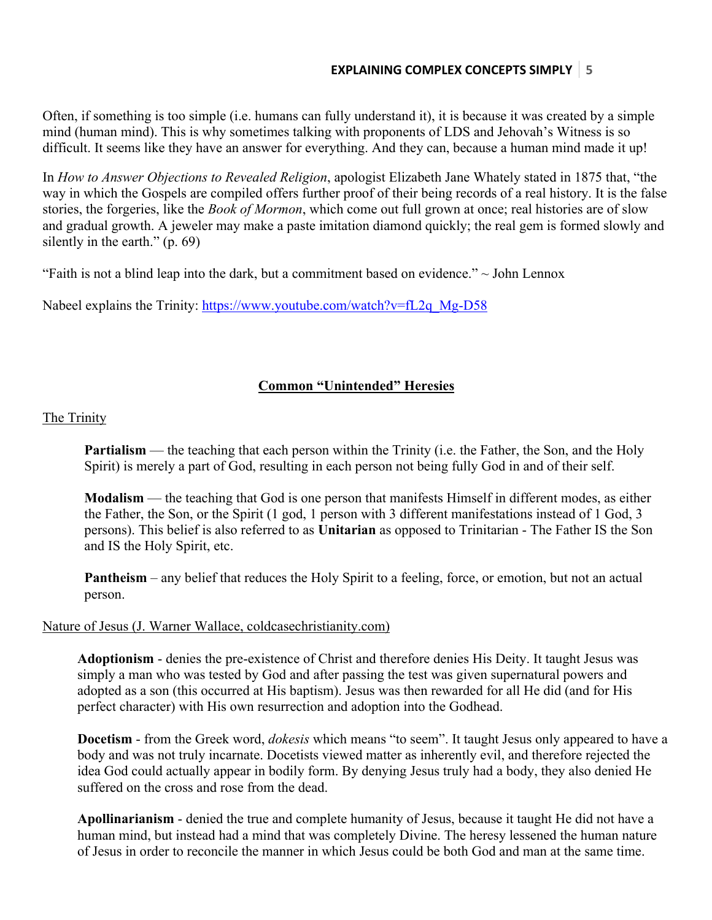Often, if something is too simple (i.e. humans can fully understand it), it is because it was created by a simple mind (human mind). This is why sometimes talking with proponents of LDS and Jehovah's Witness is so difficult. It seems like they have an answer for everything. And they can, because a human mind made it up!

In *How to Answer Objections to Revealed Religion*, apologist Elizabeth Jane Whately stated in 1875 that, "the way in which the Gospels are compiled offers further proof of their being records of a real history. It is the false stories, the forgeries, like the *Book of Mormon*, which come out full grown at once; real histories are of slow and gradual growth. A jeweler may make a paste imitation diamond quickly; the real gem is formed slowly and silently in the earth." (p. 69)

"Faith is not a blind leap into the dark, but a commitment based on evidence." ~ John Lennox

Nabeel explains the Trinity: https://www.youtube.com/watch?v=fL2q_Mg-D58

## Common "Unintended" Heresies

### The Trinity

**Partialism** — the teaching that each person within the Trinity (i.e. the Father, the Son, and the Holy Spirit) is merely a part of God, resulting in each person not being fully God in and of their self.

**Modalism** — the teaching that God is one person that manifests Himself in different modes, as either the Father, the Son, or the Spirit (1 god, 1 person with 3 different manifestations instead of 1 God, 3 persons). This belief is also referred to as **Unitarian** as opposed to Trinitarian - The Father IS the Son and IS the Holy Spirit, etc.

**Pantheism** – any belief that reduces the Holy Spirit to a feeling, force, or emotion, but not an actual person.

### Nature of Jesus (J. Warner Wallace, coldcasechristianity.com)

**Adoptionism** - denies the pre-existence of Christ and therefore denies His Deity. It taught Jesus was simply a man who was tested by God and after passing the test was given supernatural powers and adopted as a son (this occurred at His baptism). Jesus was then rewarded for all He did (and for His perfect character) with His own resurrection and adoption into the Godhead.

**Docetism** - from the Greek word, *dokesis* which means "to seem". It taught Jesus only appeared to have a body and was not truly incarnate. Docetists viewed matter as inherently evil, and therefore rejected the idea God could actually appear in bodily form. By denying Jesus truly had a body, they also denied He suffered on the cross and rose from the dead.

**Apollinarianism** - denied the true and complete humanity of Jesus, because it taught He did not have a human mind, but instead had a mind that was completely Divine. The heresy lessened the human nature of Jesus in order to reconcile the manner in which Jesus could be both God and man at the same time.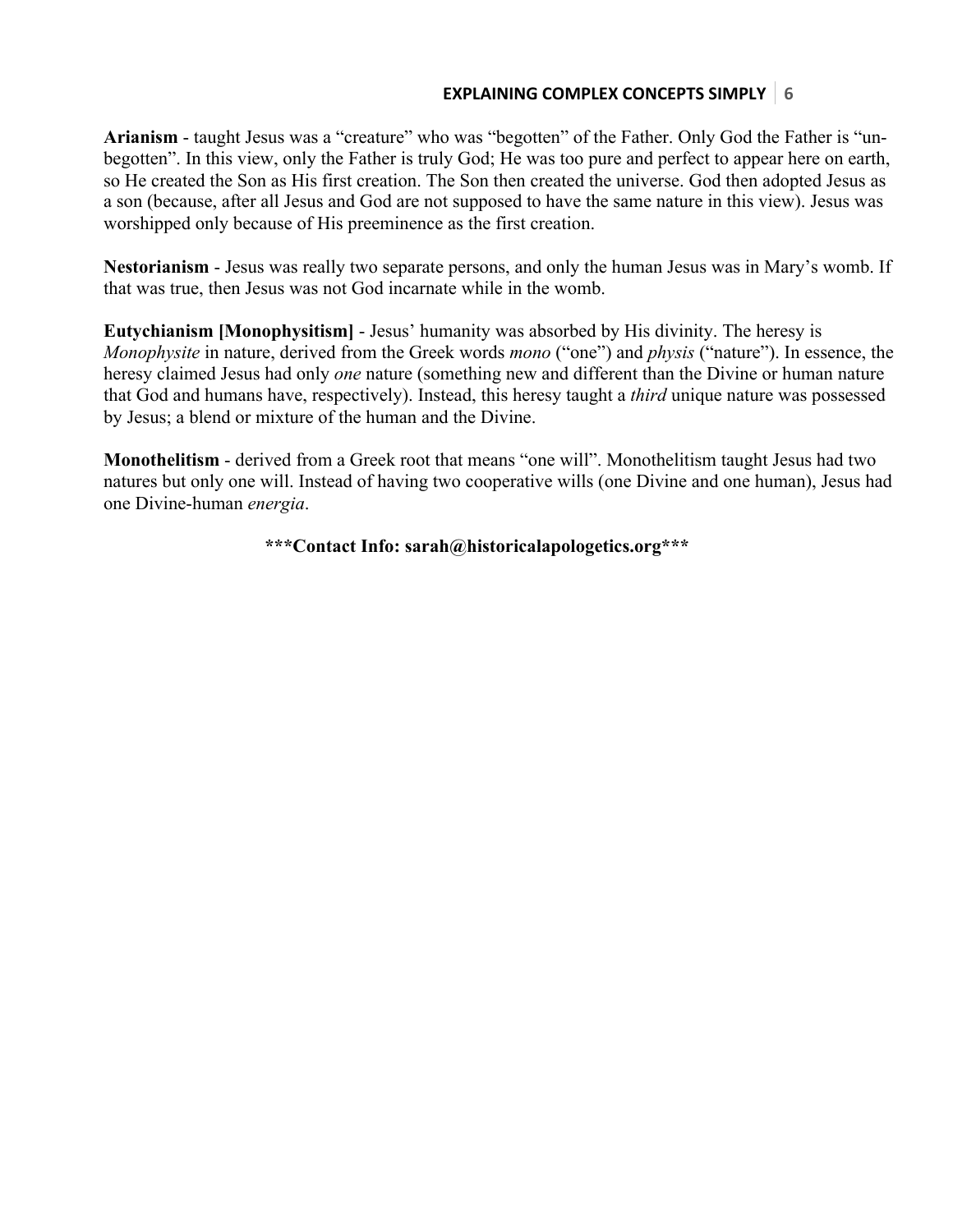**Arianism** - taught Jesus was a "creature" who was "begotten" of the Father. Only God the Father is "un-begotten". In this view, only the Father is truly God; He was too pure and perfect to appear here on earth, so He created the Son as His first creation. The Son then created the universe. God then adopted Jesus as a son (because, after all Jesus and God are not supposed to have the same nature in this view). Jesus was worshipped only because of His preeminence as the first creation.

**Nestorianism** - Jesus was really two separate persons, and only the human Jesus was in Mary's womb. If that was true, then Jesus was not God incarnate while in the womb.

**Eutychianism [Monophysitism]** - Jesus' humanity was absorbed by His divinity. The heresy is *Monophysite* in nature, derived from the Greek words *mono* ("one") and *physis* ("nature"). In essence, the heresy claimed Jesus had only *one* nature (something new and different than the Divine or human nature that God and humans have, respectively). Instead, this heresy taught a *third* unique nature was possessed by Jesus; a blend or mixture of the human and the Divine.

**Monothelitism** - derived from a Greek root that means "one will". Monothelitism taught Jesus had two natures but only one will. Instead of having two cooperative wills (one Divine and one human), Jesus had one Divine-human *energia*.

**\*\*\*Contact Info: sarah@historicalapologetics.org\*\*\***